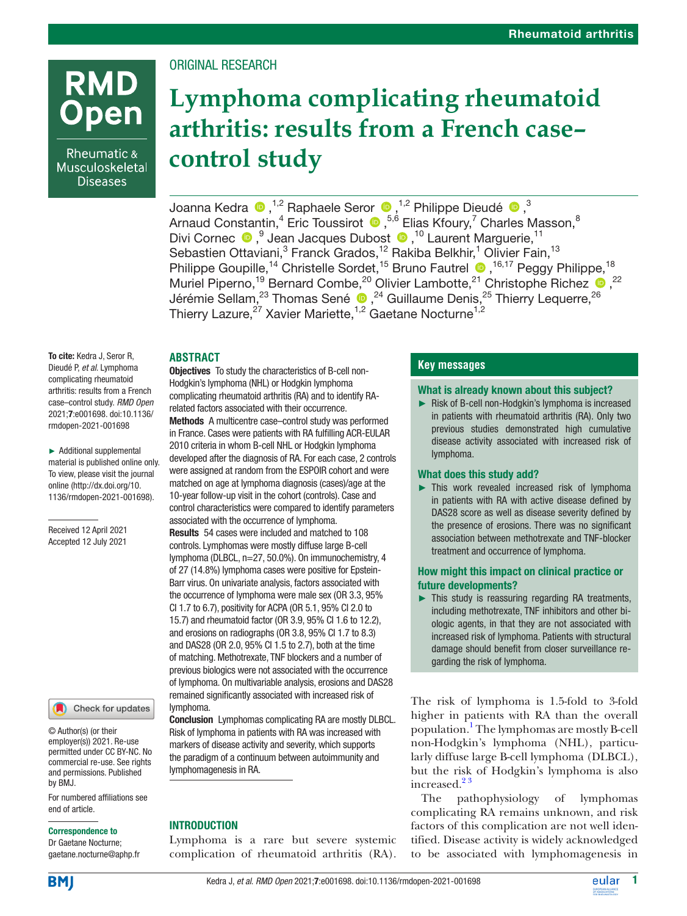ORIGINAL RESEARCH

# Lymphoma complicating rheumatoid arthritis: results from a French case–control study

Joanna Kedra,[1,2] Raphaele Seror,[1,2] Philippe Dieudé,[3] Arnaud Constantin,[4] Eric Toussirot,[5,6] Elias Kfoury,[7] Charles Masson,[8] Divi Cornec,[9] Jean Jacques Dubost,[10] Laurent Marguerie,[11] Sebastien Ottaviani,[3] Franck Grados,[12] Rakiba Belkhir,[1] Olivier Fain,[13] Philippe Goupille,[14] Christelle Sordet,[15] Bruno Fautrel,[16,17] Peggy Philippe,[18] Muriel Piperno,[19] Bernard Combe,[20] Olivier Lambotte,[21] Christophe Richez,[22] Jérémie Sellam,[23] Thomas Sené,[24] Guillaume Denis,[25] Thierry Lequerre,[26] Thierry Lazure,[27] Xavier Mariette,[1,2] Gaetane Nocturne[1,2]

**To cite:** Kedra J, Seror R, Dieudé P, *et al*. Lymphoma complicating rheumatoid arthritis: results from a French case–control study. *RMD Open* 2021;**7**:e001698. doi:10.1136/rmdopen-2021-001698

► Additional supplemental material is published online only. To view, please visit the journal online (http://dx.doi.org/10.1136/rmdopen-2021-001698).

Received 12 April 2021
Accepted 12 July 2021

© Author(s) (or their employer(s)) 2021. Re-use permitted under CC BY-NC. No commercial re-use. See rights and permissions. Published by BMJ.

For numbered affiliations see end of article.

**Correspondence to**
Dr Gaetane Nocturne; gaetane.nocturne@aphp.fr

## ABSTRACT

**Objectives** To study the characteristics of B-cell non-Hodgkin's lymphoma (NHL) or Hodgkin lymphoma complicating rheumatoid arthritis (RA) and to identify RA-related factors associated with their occurrence.

**Methods** A multicentre case–control study was performed in France. Cases were patients with RA fulfilling ACR-EULAR 2010 criteria in whom B-cell NHL or Hodgkin lymphoma developed after the diagnosis of RA. For each case, 2 controls were assigned at random from the ESPOIR cohort and were matched on age at lymphoma diagnosis (cases)/age at the 10-year follow-up visit in the cohort (controls). Case and control characteristics were compared to identify parameters associated with the occurrence of lymphoma.

**Results** 54 cases were included and matched to 108 controls. Lymphomas were mostly diffuse large B-cell lymphoma (DLBCL, n=27, 50.0%). On immunochemistry, 4 of 27 (14.8%) lymphoma cases were positive for Epstein-Barr virus. On univariate analysis, factors associated with the occurrence of lymphoma were male sex (OR 3.3, 95% CI 1.7 to 6.7), positivity for ACPA (OR 5.1, 95% CI 2.0 to 15.7) and rheumatoid factor (OR 3.9, 95% CI 1.6 to 12.2), and erosions on radiographs (OR 3.8, 95% CI 1.7 to 8.3) and DAS28 (OR 2.0, 95% CI 1.5 to 2.7), both at the time of matching. Methotrexate, TNF blockers and a number of previous biologics were not associated with the occurrence of lymphoma. On multivariable analysis, erosions and DAS28 remained significantly associated with increased risk of lymphoma.

**Conclusion** Lymphomas complicating RA are mostly DLBCL. Risk of lymphoma in patients with RA was increased with markers of disease activity and severity, which supports the paradigm of a continuum between autoimmunity and lymphomagenesis in RA.

## Key messages

### What is already known about this subject?

► Risk of B-cell non-Hodgkin's lymphoma is increased in patients with rheumatoid arthritis (RA). Only two previous studies demonstrated high cumulative disease activity associated with increased risk of lymphoma.

### What does this study add?

► This work revealed increased risk of lymphoma in patients with RA with active disease defined by DAS28 score as well as disease severity defined by the presence of erosions. There was no significant association between methotrexate and TNF-blocker treatment and occurrence of lymphoma.

### How might this impact on clinical practice or future developments?

► This study is reassuring regarding RA treatments, including methotrexate, TNF inhibitors and other biologic agents, in that they are not associated with increased risk of lymphoma. Patients with structural damage should benefit from closer surveillance regarding the risk of lymphoma.

## INTRODUCTION

Lymphoma is a rare but severe systemic complication of rheumatoid arthritis (RA). The risk of lymphoma is 1.5-fold to 3-fold higher in patients with RA than the overall population.[1] The lymphomas are mostly B-cell non-Hodgkin's lymphoma (NHL), particularly diffuse large B-cell lymphoma (DLBCL), but the risk of Hodgkin's lymphoma is also increased.[2,3]

The pathophysiology of lymphomas complicating RA remains unknown, and risk factors of this complication are not well identified. Disease activity is widely acknowledged to be associated with lymphomagenesis in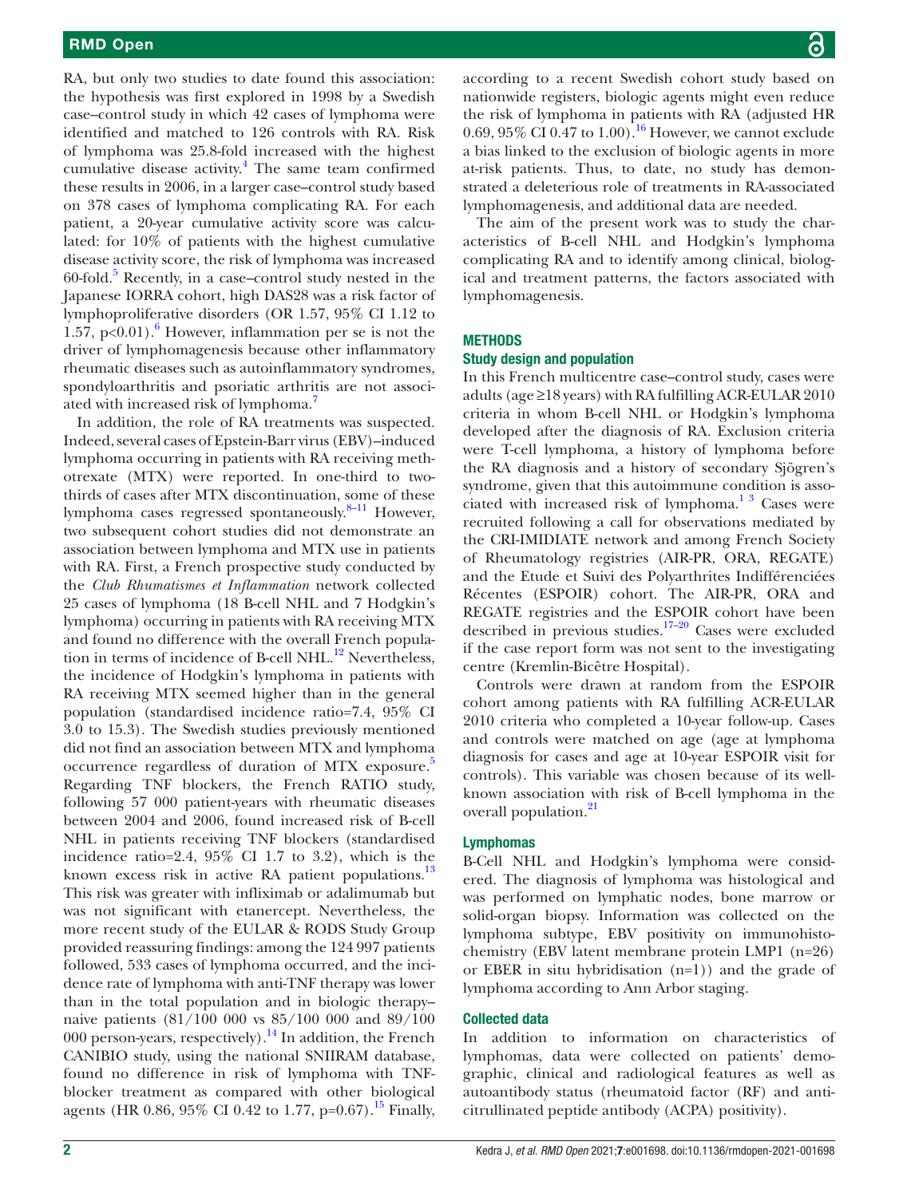RA, but only two studies to date found this association: the hypothesis was first explored in 1998 by a Swedish case–control study in which 42 cases of lymphoma were identified and matched to 126 controls with RA. Risk of lymphoma was 25.8-fold increased with the highest cumulative disease activity.[4] The same team confirmed these results in 2006, in a larger case–control study based on 378 cases of lymphoma complicating RA. For each patient, a 20-year cumulative activity score was calculated: for 10% of patients with the highest cumulative disease activity score, the risk of lymphoma was increased 60-fold.[5] Recently, in a case–control study nested in the Japanese IORRA cohort, high DAS28 was a risk factor of lymphoproliferative disorders (OR 1.57, 95% CI 1.12 to 1.57, p<0.01).[6] However, inflammation per se is not the driver of lymphomagenesis because other inflammatory rheumatic diseases such as autoinflammatory syndromes, spondyloarthritis and psoriatic arthritis are not associated with increased risk of lymphoma.[7]

In addition, the role of RA treatments was suspected. Indeed, several cases of Epstein-Barr virus (EBV)–induced lymphoma occurring in patients with RA receiving methotrexate (MTX) were reported. In one-third to two-thirds of cases after MTX discontinuation, some of these lymphoma cases regressed spontaneously.[8–11] However, two subsequent cohort studies did not demonstrate an association between lymphoma and MTX use in patients with RA. First, a French prospective study conducted by the *Club Rhumatismes et Inflammation* network collected 25 cases of lymphoma (18 B-cell NHL and 7 Hodgkin's lymphoma) occurring in patients with RA receiving MTX and found no difference with the overall French population in terms of incidence of B-cell NHL.[12] Nevertheless, the incidence of Hodgkin's lymphoma in patients with RA receiving MTX seemed higher than in the general population (standardised incidence ratio=7.4, 95% CI 3.0 to 15.3). The Swedish studies previously mentioned did not find an association between MTX and lymphoma occurrence regardless of duration of MTX exposure.[5] Regarding TNF blockers, the French RATIO study, following 57 000 patient-years with rheumatic diseases between 2004 and 2006, found increased risk of B-cell NHL in patients receiving TNF blockers (standardised incidence ratio=2.4, 95% CI 1.7 to 3.2), which is the known excess risk in active RA patient populations.[13] This risk was greater with infliximab or adalimumab but was not significant with etanercept. Nevertheless, the more recent study of the EULAR & RODS Study Group provided reassuring findings: among the 124 997 patients followed, 533 cases of lymphoma occurred, and the incidence rate of lymphoma with anti-TNF therapy was lower than in the total population and in biologic therapy–naive patients (81/100 000 vs 85/100 000 and 89/100 000 person-years, respectively).[14] In addition, the French CANIBIO study, using the national SNIIRAM database, found no difference in risk of lymphoma with TNF-blocker treatment as compared with other biological agents (HR 0.86, 95% CI 0.42 to 1.77, p=0.67).[15] Finally, according to a recent Swedish cohort study based on nationwide registers, biologic agents might even reduce the risk of lymphoma in patients with RA (adjusted HR 0.69, 95% CI 0.47 to 1.00).[16] However, we cannot exclude a bias linked to the exclusion of biologic agents in more at-risk patients. Thus, to date, no study has demonstrated a deleterious role of treatments in RA-associated lymphomagenesis, and additional data are needed.

The aim of the present work was to study the characteristics of B-cell NHL and Hodgkin's lymphoma complicating RA and to identify among clinical, biological and treatment patterns, the factors associated with lymphomagenesis.

## METHODS

### Study design and population

In this French multicentre case–control study, cases were adults (age ≥18 years) with RA fulfilling ACR-EULAR 2010 criteria in whom B-cell NHL or Hodgkin's lymphoma developed after the diagnosis of RA. Exclusion criteria were T-cell lymphoma, a history of lymphoma before the RA diagnosis and a history of secondary Sjögren's syndrome, given that this autoimmune condition is associated with increased risk of lymphoma.[1 3] Cases were recruited following a call for observations mediated by the CRI-IMIDIATE network and among French Society of Rheumatology registries (AIR-PR, ORA, REGATE) and the Etude et Suivi des Polyarthrites Indifférenciées Récentes (ESPOIR) cohort. The AIR-PR, ORA and REGATE registries and the ESPOIR cohort have been described in previous studies.[17–20] Cases were excluded if the case report form was not sent to the investigating centre (Kremlin-Bicêtre Hospital).

Controls were drawn at random from the ESPOIR cohort among patients with RA fulfilling ACR-EULAR 2010 criteria who completed a 10-year follow-up. Cases and controls were matched on age (age at lymphoma diagnosis for cases and age at 10-year ESPOIR visit for controls). This variable was chosen because of its well-known association with risk of B-cell lymphoma in the overall population.[21]

### Lymphomas

B-Cell NHL and Hodgkin's lymphoma were considered. The diagnosis of lymphoma was histological and was performed on lymphatic nodes, bone marrow or solid-organ biopsy. Information was collected on the lymphoma subtype, EBV positivity on immunohistochemistry (EBV latent membrane protein LMP1 (n=26) or EBER in situ hybridisation (n=1)) and the grade of lymphoma according to Ann Arbor staging.

### Collected data

In addition to information on characteristics of lymphomas, data were collected on patients' demographic, clinical and radiological features as well as autoantibody status (rheumatoid factor (RF) and anti-citrullinated peptide antibody (ACPA) positivity).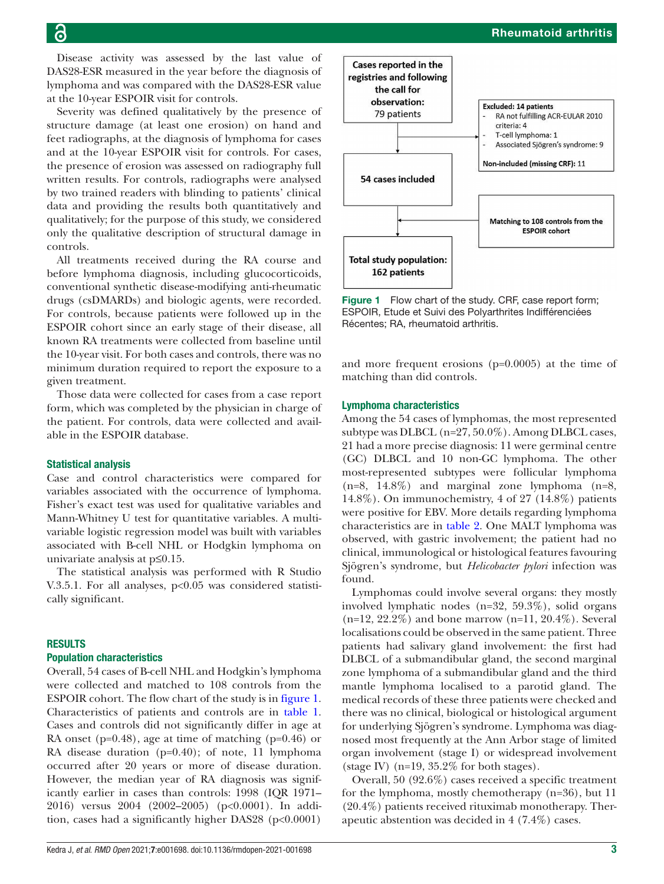Disease activity was assessed by the last value of DAS28-ESR measured in the year before the diagnosis of lymphoma and was compared with the DAS28-ESR value at the 10-year ESPOIR visit for controls.

Severity was defined qualitatively by the presence of structure damage (at least one erosion) on hand and feet radiographs, at the diagnosis of lymphoma for cases and at the 10-year ESPOIR visit for controls. For cases, the presence of erosion was assessed on radiography full written results. For controls, radiographs were analysed by two trained readers with blinding to patients' clinical data and providing the results both quantitatively and qualitatively; for the purpose of this study, we considered only the qualitative description of structural damage in controls.

All treatments received during the RA course and before lymphoma diagnosis, including glucocorticoids, conventional synthetic disease-modifying anti-rheumatic drugs (csDMARDs) and biologic agents, were recorded. For controls, because patients were followed up in the ESPOIR cohort since an early stage of their disease, all known RA treatments were collected from baseline until the 10-year visit. For both cases and controls, there was no minimum duration required to report the exposure to a given treatment.

Those data were collected for cases from a case report form, which was completed by the physician in charge of the patient. For controls, data were collected and available in the ESPOIR database.

### Statistical analysis

Case and control characteristics were compared for variables associated with the occurrence of lymphoma. Fisher's exact test was used for qualitative variables and Mann-Whitney U test for quantitative variables. A multivariable logistic regression model was built with variables associated with B-cell NHL or Hodgkin lymphoma on univariate analysis at $p \leq 0.15$.

The statistical analysis was performed with R Studio V.3.5.1. For all analyses, $p<0.05$ was considered statistically significant.

## RESULTS

### Population characteristics

Overall, 54 cases of B-cell NHL and Hodgkin's lymphoma were collected and matched to 108 controls from the ESPOIR cohort. The flow chart of the study is in figure 1. Characteristics of patients and controls are in table 1. Cases and controls did not significantly differ in age at RA onset (p=0.48), age at time of matching (p=0.46) or RA disease duration (p=0.40); of note, 11 lymphoma occurred after 20 years or more of disease duration. However, the median year of RA diagnosis was significantly earlier in cases than controls: 1998 (IQR 1971–2016) versus 2004 (2002–2005) ($p<0.0001$). In addition, cases had a significantly higher DAS28 ($p<0.0001$) and more frequent erosions (p=0.0005) at the time of matching than did controls.

Cases reported in the registries and following the call for observation: 79 patients

Excluded: 14 patients
- RA not fulfilling ACR-EULAR 2010 criteria: 4
- T-cell lymphoma: 1
- Associated Sjögren's syndrome: 9

Non-included (missing CRF): 11

54 cases included

Matching to 108 controls from the ESPOIR cohort

Total study population: 162 patients

**Figure 1** Flow chart of the study. CRF, case report form; ESPOIR, Etude et Suivi des Polyarthrites Indifférenciées Récentes; RA, rheumatoid arthritis.

### Lymphoma characteristics

Among the 54 cases of lymphomas, the most represented subtype was DLBCL (n=27, 50.0%). Among DLBCL cases, 21 had a more precise diagnosis: 11 were germinal centre (GC) DLBCL and 10 non-GC lymphoma. The other most-represented subtypes were follicular lymphoma (n=8, 14.8%) and marginal zone lymphoma (n=8, 14.8%). On immunochemistry, 4 of 27 (14.8%) patients were positive for EBV. More details regarding lymphoma characteristics are in table 2. One MALT lymphoma was observed, with gastric involvement; the patient had no clinical, immunological or histological features favouring Sjögren's syndrome, but *Helicobacter pylori* infection was found.

Lymphomas could involve several organs: they mostly involved lymphatic nodes (n=32, 59.3%), solid organs (n=12, 22.2%) and bone marrow (n=11, 20.4%). Several localisations could be observed in the same patient. Three patients had salivary gland involvement: the first had DLBCL of a submandibular gland, the second marginal zone lymphoma of a submandibular gland and the third mantle lymphoma localised to a parotid gland. The medical records of these three patients were checked and there was no clinical, biological or histological argument for underlying Sjögren's syndrome. Lymphoma was diagnosed most frequently at the Ann Arbor stage of limited organ involvement (stage I) or widespread involvement (stage IV) (n=19, 35.2% for both stages).

Overall, 50 (92.6%) cases received a specific treatment for the lymphoma, mostly chemotherapy (n=36), but 11 (20.4%) patients received rituximab monotherapy. Therapeutic abstention was decided in 4 (7.4%) cases.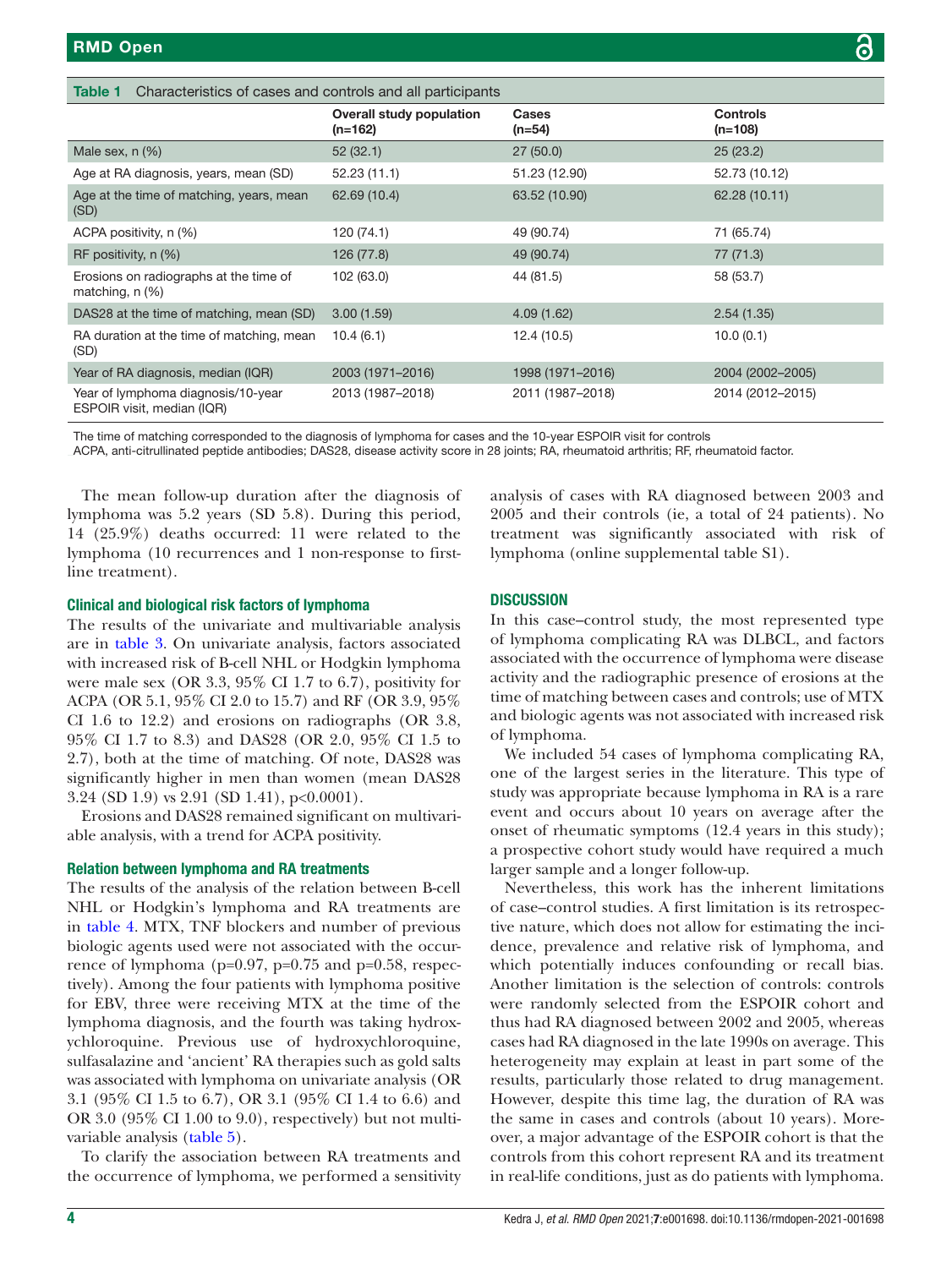**Table 1** Characteristics of cases and controls and all participants

| | Overall study population (n=162) | Cases (n=54) | Controls (n=108) |
|---|---|---|---|
| Male sex, n (%) | 52 (32.1) | 27 (50.0) | 25 (23.2) |
| Age at RA diagnosis, years, mean (SD) | 52.23 (11.1) | 51.23 (12.90) | 52.73 (10.12) |
| Age at the time of matching, years, mean (SD) | 62.69 (10.4) | 63.52 (10.90) | 62.28 (10.11) |
| ACPA positivity, n (%) | 120 (74.1) | 49 (90.74) | 71 (65.74) |
| RF positivity, n (%) | 126 (77.8) | 49 (90.74) | 77 (71.3) |
| Erosions on radiographs at the time of matching, n (%) | 102 (63.0) | 44 (81.5) | 58 (53.7) |
| DAS28 at the time of matching, mean (SD) | 3.00 (1.59) | 4.09 (1.62) | 2.54 (1.35) |
| RA duration at the time of matching, mean (SD) | 10.4 (6.1) | 12.4 (10.5) | 10.0 (0.1) |
| Year of RA diagnosis, median (IQR) | 2003 (1971–2016) | 1998 (1971–2016) | 2004 (2002–2005) |
| Year of lymphoma diagnosis/10-year ESPOIR visit, median (IQR) | 2013 (1987–2018) | 2011 (1987–2018) | 2014 (2012–2015) |

The time of matching corresponded to the diagnosis of lymphoma for cases and the 10-year ESPOIR visit for controls
ACPA, anti-citrullinated peptide antibodies; DAS28, disease activity score in 28 joints; RA, rheumatoid arthritis; RF, rheumatoid factor.

The mean follow-up duration after the diagnosis of lymphoma was 5.2 years (SD 5.8). During this period, 14 (25.9%) deaths occurred: 11 were related to the lymphoma (10 recurrences and 1 non-response to first-line treatment).

### Clinical and biological risk factors of lymphoma

The results of the univariate and multivariable analysis are in table 3. On univariate analysis, factors associated with increased risk of B-cell NHL or Hodgkin lymphoma were male sex (OR 3.3, 95% CI 1.7 to 6.7), positivity for ACPA (OR 5.1, 95% CI 2.0 to 15.7) and RF (OR 3.9, 95% CI 1.6 to 12.2) and erosions on radiographs (OR 3.8, 95% CI 1.7 to 8.3) and DAS28 (OR 2.0, 95% CI 1.5 to 2.7), both at the time of matching. Of note, DAS28 was significantly higher in men than women (mean DAS28 3.24 (SD 1.9) vs 2.91 (SD 1.41), p<0.0001).

Erosions and DAS28 remained significant on multivariable analysis, with a trend for ACPA positivity.

### Relation between lymphoma and RA treatments

The results of the analysis of the relation between B-cell NHL or Hodgkin's lymphoma and RA treatments are in table 4. MTX, TNF blockers and number of previous biologic agents used were not associated with the occurrence of lymphoma (p=0.97, p=0.75 and p=0.58, respectively). Among the four patients with lymphoma positive for EBV, three were receiving MTX at the time of the lymphoma diagnosis, and the fourth was taking hydroxychloroquine. Previous use of hydroxychloroquine, sulfasalazine and 'ancient' RA therapies such as gold salts was associated with lymphoma on univariate analysis (OR 3.1 (95% CI 1.5 to 6.7), OR 3.1 (95% CI 1.4 to 6.6) and OR 3.0 (95% CI 1.00 to 9.0), respectively) but not multivariable analysis (table 5).

To clarify the association between RA treatments and the occurrence of lymphoma, we performed a sensitivity analysis of cases with RA diagnosed between 2003 and 2005 and their controls (ie, a total of 24 patients). No treatment was significantly associated with risk of lymphoma (online supplemental table S1).

## DISCUSSION

In this case–control study, the most represented type of lymphoma complicating RA was DLBCL, and factors associated with the occurrence of lymphoma were disease activity and the radiographic presence of erosions at the time of matching between cases and controls; use of MTX and biologic agents was not associated with increased risk of lymphoma.

We included 54 cases of lymphoma complicating RA, one of the largest series in the literature. This type of study was appropriate because lymphoma in RA is a rare event and occurs about 10 years on average after the onset of rheumatic symptoms (12.4 years in this study); a prospective cohort study would have required a much larger sample and a longer follow-up.

Nevertheless, this work has the inherent limitations of case–control studies. A first limitation is its retrospective nature, which does not allow for estimating the incidence, prevalence and relative risk of lymphoma, and which potentially induces confounding or recall bias. Another limitation is the selection of controls: controls were randomly selected from the ESPOIR cohort and thus had RA diagnosed between 2002 and 2005, whereas cases had RA diagnosed in the late 1990s on average. This heterogeneity may explain at least in part some of the results, particularly those related to drug management. However, despite this time lag, the duration of RA was the same in cases and controls (about 10 years). Moreover, a major advantage of the ESPOIR cohort is that the controls from this cohort represent RA and its treatment in real-life conditions, just as do patients with lymphoma.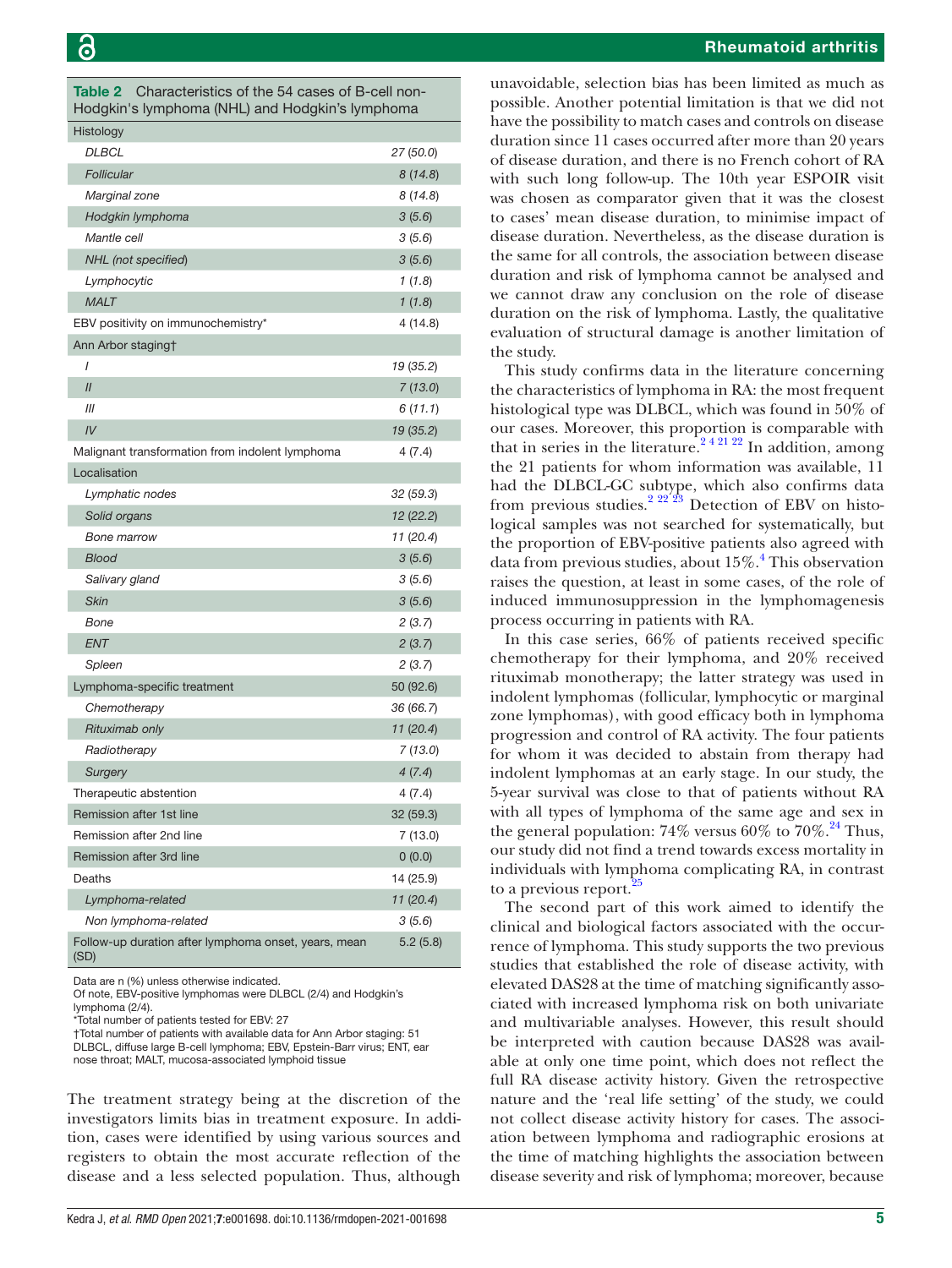**Table 2** Characteristics of the 54 cases of B-cell non-Hodgkin's lymphoma (NHL) and Hodgkin's lymphoma

| | |
|---|---|
| Histology | |
| *DLBCL* | *27 (50.0)* |
| *Follicular* | *8 (14.8)* |
| *Marginal zone* | *8 (14.8)* |
| *Hodgkin lymphoma* | *3 (5.6)* |
| *Mantle cell* | *3 (5.6)* |
| *NHL (not specified)* | *3 (5.6)* |
| *Lymphocytic* | *1 (1.8)* |
| *MALT* | *1 (1.8)* |
| EBV positivity on immunochemistry* | 4 (14.8) |
| Ann Arbor staging† | |
| *I* | *19 (35.2)* |
| *II* | *7 (13.0)* |
| *III* | *6 (11.1)* |
| *IV* | *19 (35.2)* |
| Malignant transformation from indolent lymphoma | 4 (7.4) |
| Localisation | |
| *Lymphatic nodes* | *32 (59.3)* |
| *Solid organs* | *12 (22.2)* |
| *Bone marrow* | *11 (20.4)* |
| *Blood* | *3 (5.6)* |
| *Salivary gland* | *3 (5.6)* |
| *Skin* | *3 (5.6)* |
| *Bone* | *2 (3.7)* |
| *ENT* | *2 (3.7)* |
| *Spleen* | *2 (3.7)* |
| Lymphoma-specific treatment | 50 (92.6) |
| *Chemotherapy* | *36 (66.7)* |
| *Rituximab only* | *11 (20.4)* |
| *Radiotherapy* | *7 (13.0)* |
| *Surgery* | *4 (7.4)* |
| Therapeutic abstention | 4 (7.4) |
| Remission after 1st line | 32 (59.3) |
| Remission after 2nd line | 7 (13.0) |
| Remission after 3rd line | 0 (0.0) |
| Deaths | 14 (25.9) |
| *Lymphoma-related* | *11 (20.4)* |
| *Non lymphoma-related* | *3 (5.6)* |
| Follow-up duration after lymphoma onset, years, mean (SD) | 5.2 (5.8) |

Data are n (%) unless otherwise indicated.
Of note, EBV-positive lymphomas were DLBCL (2/4) and Hodgkin's lymphoma (2/4).
*Total number of patients tested for EBV: 27
†Total number of patients with available data for Ann Arbor staging: 51
DLBCL, diffuse large B-cell lymphoma; EBV, Epstein-Barr virus; ENT, ear nose throat; MALT, mucosa-associated lymphoid tissue

The treatment strategy being at the discretion of the investigators limits bias in treatment exposure. In addition, cases were identified by using various sources and registers to obtain the most accurate reflection of the disease and a less selected population. Thus, although unavoidable, selection bias has been limited as much as possible. Another potential limitation is that we did not have the possibility to match cases and controls on disease duration since 11 cases occurred after more than 20 years of disease duration, and there is no French cohort of RA with such long follow-up. The 10th year ESPOIR visit was chosen as comparator given that it was the closest to cases' mean disease duration, to minimise impact of disease duration. Nevertheless, as the disease duration is the same for all controls, the association between disease duration and risk of lymphoma cannot be analysed and we cannot draw any conclusion on the role of disease duration on the risk of lymphoma. Lastly, the qualitative evaluation of structural damage is another limitation of the study.

This study confirms data in the literature concerning the characteristics of lymphoma in RA: the most frequent histological type was DLBCL, which was found in 50% of our cases. Moreover, this proportion is comparable with that in series in the literature.[2 4 21 22] In addition, among the 21 patients for whom information was available, 11 had the DLBCL-GC subtype, which also confirms data from previous studies.[2 22 23] Detection of EBV on histological samples was not searched for systematically, but the proportion of EBV-positive patients also agreed with data from previous studies, about 15%.[4] This observation raises the question, at least in some cases, of the role of induced immunosuppression in the lymphomagenesis process occurring in patients with RA.

In this case series, 66% of patients received specific chemotherapy for their lymphoma, and 20% received rituximab monotherapy; the latter strategy was used in indolent lymphomas (follicular, lymphocytic or marginal zone lymphomas), with good efficacy both in lymphoma progression and control of RA activity. The four patients for whom it was decided to abstain from therapy had indolent lymphomas at an early stage. In our study, the 5-year survival was close to that of patients without RA with all types of lymphoma of the same age and sex in the general population: 74% versus 60% to 70%.[24] Thus, our study did not find a trend towards excess mortality in individuals with lymphoma complicating RA, in contrast to a previous report.[25]

The second part of this work aimed to identify the clinical and biological factors associated with the occurrence of lymphoma. This study supports the two previous studies that established the role of disease activity, with elevated DAS28 at the time of matching significantly associated with increased lymphoma risk on both univariate and multivariable analyses. However, this result should be interpreted with caution because DAS28 was available at only one time point, which does not reflect the full RA disease activity history. Given the retrospective nature and the 'real life setting' of the study, we could not collect disease activity history for cases. The association between lymphoma and radiographic erosions at the time of matching highlights the association between disease severity and risk of lymphoma; moreover, because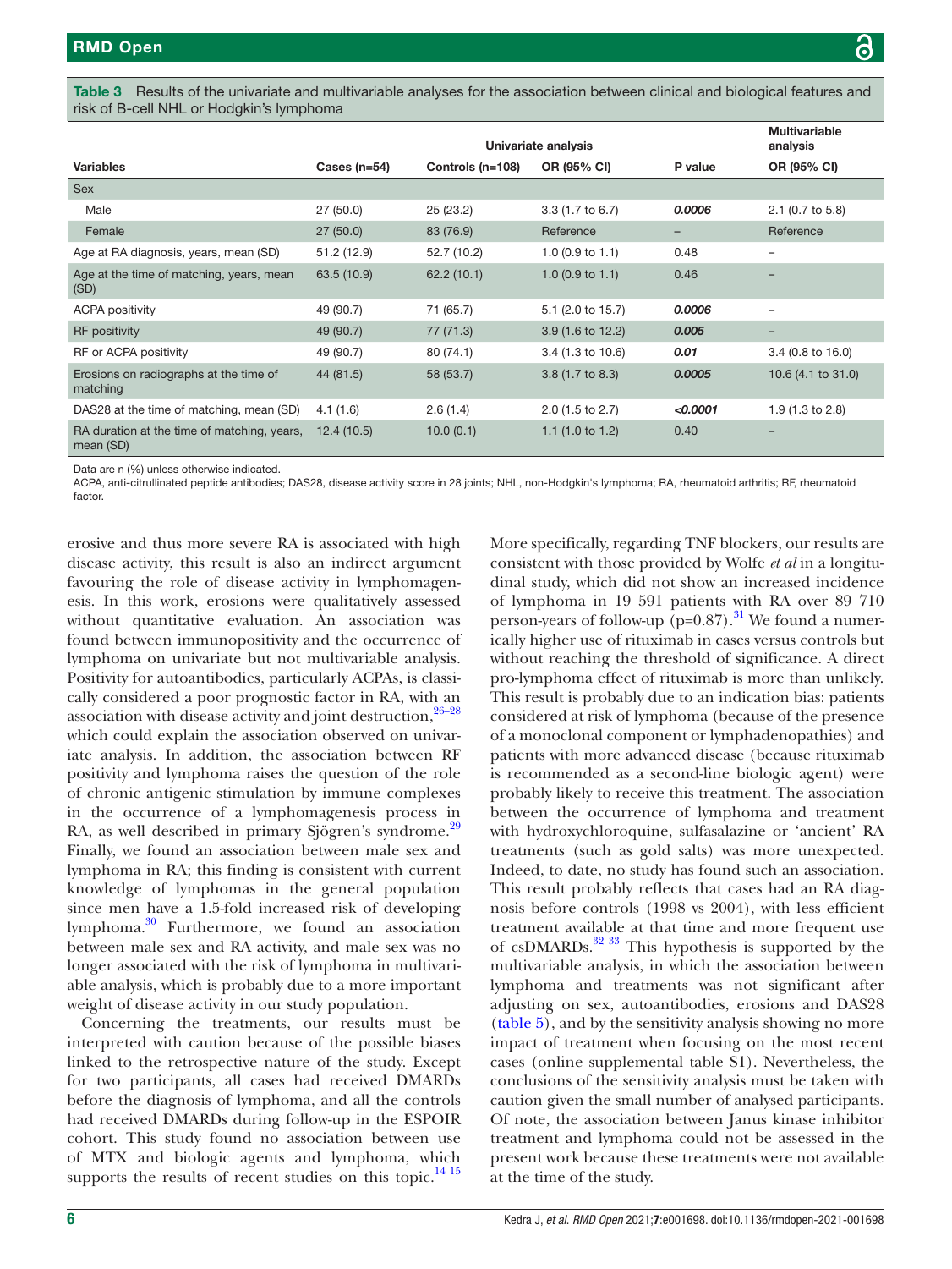**Table 3** Results of the univariate and multivariable analyses for the association between clinical and biological features and risk of B-cell NHL or Hodgkin's lymphoma

| | Univariate analysis | | | | Multivariable analysis |
|---|---|---|---|---|---|
| **Variables** | **Cases (n=54)** | **Controls (n=108)** | **OR (95% CI)** | **P value** | **OR (95% CI)** |
| Sex | | | | | |
| Male | 27 (50.0) | 25 (23.2) | 3.3 (1.7 to 6.7) | ***0.0006*** | 2.1 (0.7 to 5.8) |
| Female | 27 (50.0) | 83 (76.9) | Reference | – | Reference |
| Age at RA diagnosis, years, mean (SD) | 51.2 (12.9) | 52.7 (10.2) | 1.0 (0.9 to 1.1) | 0.48 | – |
| Age at the time of matching, years, mean (SD) | 63.5 (10.9) | 62.2 (10.1) | 1.0 (0.9 to 1.1) | 0.46 | – |
| ACPA positivity | 49 (90.7) | 71 (65.7) | 5.1 (2.0 to 15.7) | ***0.0006*** | – |
| RF positivity | 49 (90.7) | 77 (71.3) | 3.9 (1.6 to 12.2) | ***0.005*** | – |
| RF or ACPA positivity | 49 (90.7) | 80 (74.1) | 3.4 (1.3 to 10.6) | ***0.01*** | 3.4 (0.8 to 16.0) |
| Erosions on radiographs at the time of matching | 44 (81.5) | 58 (53.7) | 3.8 (1.7 to 8.3) | ***0.0005*** | 10.6 (4.1 to 31.0) |
| DAS28 at the time of matching, mean (SD) | 4.1 (1.6) | 2.6 (1.4) | 2.0 (1.5 to 2.7) | ***<0.0001*** | 1.9 (1.3 to 2.8) |
| RA duration at the time of matching, years, mean (SD) | 12.4 (10.5) | 10.0 (0.1) | 1.1 (1.0 to 1.2) | 0.40 | – |

Data are n (%) unless otherwise indicated.
ACPA, anti-citrullinated peptide antibodies; DAS28, disease activity score in 28 joints; NHL, non-Hodgkin's lymphoma; RA, rheumatoid arthritis; RF, rheumatoid factor.

erosive and thus more severe RA is associated with high disease activity, this result is also an indirect argument favouring the role of disease activity in lymphomagenesis. In this work, erosions were qualitatively assessed without quantitative evaluation. An association was found between immunopositivity and the occurrence of lymphoma on univariate but not multivariable analysis. Positivity for autoantibodies, particularly ACPAs, is classically considered a poor prognostic factor in RA, with an association with disease activity and joint destruction,[26–28] which could explain the association observed on univariate analysis. In addition, the association between RF positivity and lymphoma raises the question of the role of chronic antigenic stimulation by immune complexes in the occurrence of a lymphomagenesis process in RA, as well described in primary Sjögren's syndrome.[29] Finally, we found an association between male sex and lymphoma in RA; this finding is consistent with current knowledge of lymphomas in the general population since men have a 1.5-fold increased risk of developing lymphoma.[30] Furthermore, we found an association between male sex and RA activity, and male sex was no longer associated with the risk of lymphoma in multivariable analysis, which is probably due to a more important weight of disease activity in our study population.

Concerning the treatments, our results must be interpreted with caution because of the possible biases linked to the retrospective nature of the study. Except for two participants, all cases had received DMARDs before the diagnosis of lymphoma, and all the controls had received DMARDs during follow-up in the ESPOIR cohort. This study found no association between use of MTX and biologic agents and lymphoma, which supports the results of recent studies on this topic.[14 15] More specifically, regarding TNF blockers, our results are consistent with those provided by Wolfe *et al* in a longitudinal study, which did not show an increased incidence of lymphoma in 19 591 patients with RA over 89 710 person-years of follow-up (p=0.87).[31] We found a numerically higher use of rituximab in cases versus controls but without reaching the threshold of significance. A direct pro-lymphoma effect of rituximab is more than unlikely. This result is probably due to an indication bias: patients considered at risk of lymphoma (because of the presence of a monoclonal component or lymphadenopathies) and patients with more advanced disease (because rituximab is recommended as a second-line biologic agent) were probably likely to receive this treatment. The association between the occurrence of lymphoma and treatment with hydroxychloroquine, sulfasalazine or 'ancient' RA treatments (such as gold salts) was more unexpected. Indeed, to date, no study has found such an association. This result probably reflects that cases had an RA diagnosis before controls (1998 vs 2004), with less efficient treatment available at that time and more frequent use of csDMARDs.[32 33] This hypothesis is supported by the multivariable analysis, in which the association between lymphoma and treatments was not significant after adjusting on sex, autoantibodies, erosions and DAS28 (table 5), and by the sensitivity analysis showing no more impact of treatment when focusing on the most recent cases (online supplemental table S1). Nevertheless, the conclusions of the sensitivity analysis must be taken with caution given the small number of analysed participants. Of note, the association between Janus kinase inhibitor treatment and lymphoma could not be assessed in the present work because these treatments were not available at the time of the study.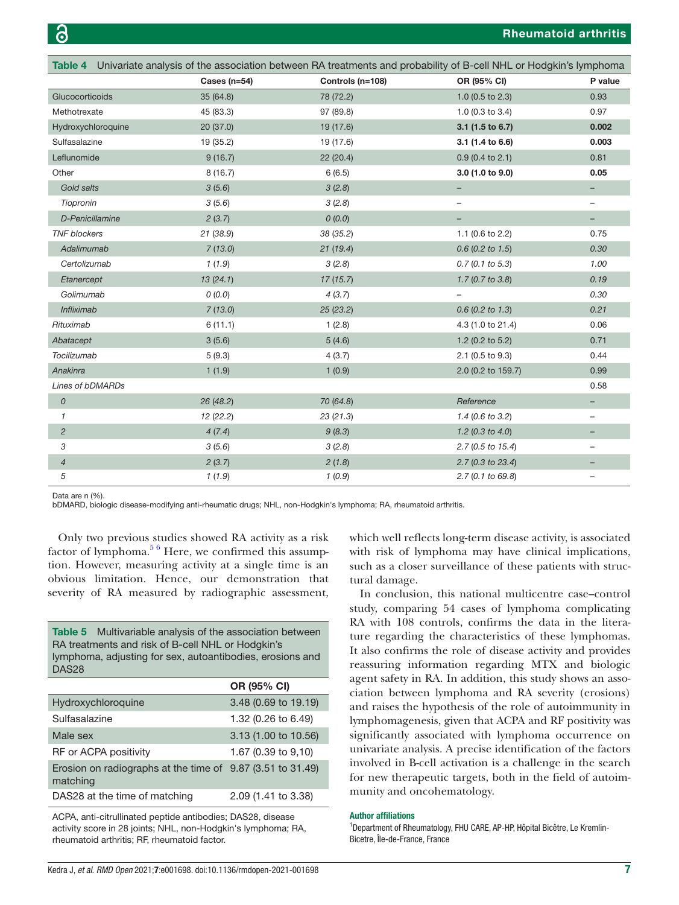**Table 4** Univariate analysis of the association between RA treatments and probability of B-cell NHL or Hodgkin's lymphoma

| | Cases (n=54) | Controls (n=108) | OR (95% CI) | P value |
|---|---|---|---|---|
| Glucocorticoids | 35 (64.8) | 78 (72.2) | 1.0 (0.5 to 2.3) | 0.93 |
| Methotrexate | 45 (83.3) | 97 (89.8) | 1.0 (0.3 to 3.4) | 0.97 |
| Hydroxychloroquine | 20 (37.0) | 19 (17.6) | **3.1 (1.5 to 6.7)** | **0.002** |
| Sulfasalazine | 19 (35.2) | 19 (17.6) | **3.1 (1.4 to 6.6)** | **0.003** |
| Leflunomide | 9 (16.7) | 22 (20.4) | 0.9 (0.4 to 2.1) | 0.81 |
| Other | 8 (16.7) | 6 (6.5) | **3.0 (1.0 to 9.0)** | **0.05** |
| *Gold salts* | *3 (5.6)* | *3 (2.8)* | – | – |
| *Tiopronin* | *3 (5.6)* | *3 (2.8)* | – | – |
| *D-Penicillamine* | *2 (3.7)* | *0 (0.0)* | – | – |
| *TNF blockers* | *21 (38.9)* | *38 (35.2)* | 1.1 (0.6 to 2.2) | 0.75 |
| *Adalimumab* | *7 (13.0)* | *21 (19.4)* | *0.6 (0.2 to 1.5)* | *0.30* |
| *Certolizumab* | *1 (1.9)* | *3 (2.8)* | *0.7 (0.1 to 5.3)* | *1.00* |
| *Etanercept* | *13 (24.1)* | *17 (15.7)* | *1.7 (0.7 to 3.8)* | *0.19* |
| *Golimumab* | *0 (0.0)* | *4 (3.7)* | – | *0.30* |
| *Infliximab* | *7 (13.0)* | *25 (23.2)* | *0.6 (0.2 to 1.3)* | *0.21* |
| *Rituximab* | 6 (11.1) | 1 (2.8) | 4.3 (1.0 to 21.4) | 0.06 |
| *Abatacept* | 3 (5.6) | 5 (4.6) | 1.2 (0.2 to 5.2) | 0.71 |
| *Tocilizumab* | 5 (9.3) | 4 (3.7) | 2.1 (0.5 to 9.3) | 0.44 |
| *Anakinra* | 1 (1.9) | 1 (0.9) | 2.0 (0.2 to 159.7) | 0.99 |
| *Lines of bDMARDs* | | | | 0.58 |
| *0* | *26 (48.2)* | *70 (64.8)* | *Reference* | – |
| *1* | *12 (22.2)* | *23 (21.3)* | *1.4 (0.6 to 3.2)* | – |
| *2* | *4 (7.4)* | *9 (8.3)* | *1.2 (0.3 to 4.0)* | – |
| *3* | *3 (5.6)* | *3 (2.8)* | *2.7 (0.5 to 15.4)* | – |
| *4* | *2 (3.7)* | *2 (1.8)* | *2.7 (0.3 to 23.4)* | – |
| *5* | *1 (1.9)* | *1 (0.9)* | *2.7 (0.1 to 69.8)* | – |

Data are n (%).
bDMARD, biologic disease-modifying anti-rheumatic drugs; NHL, non-Hodgkin's lymphoma; RA, rheumatoid arthritis.

Only two previous studies showed RA activity as a risk factor of lymphoma.[5,6] Here, we confirmed this assumption. However, measuring activity at a single time is an obvious limitation. Hence, our demonstration that severity of RA measured by radiographic assessment, which well reflects long-term disease activity, is associated with risk of lymphoma may have clinical implications, such as a closer surveillance of these patients with structural damage.

**Table 5** Multivariable analysis of the association between RA treatments and risk of B-cell NHL or Hodgkin's lymphoma, adjusting for sex, autoantibodies, erosions and DAS28

| | OR (95% CI) |
|---|---|
| Hydroxychloroquine | 3.48 (0.69 to 19.19) |
| Sulfasalazine | 1.32 (0.26 to 6.49) |
| Male sex | 3.13 (1.00 to 10.56) |
| RF or ACPA positivity | 1.67 (0.39 to 9,10) |
| Erosion on radiographs at the time of matching | 9.87 (3.51 to 31.49) |
| DAS28 at the time of matching | 2.09 (1.41 to 3.38) |

ACPA, anti-citrullinated peptide antibodies; DAS28, disease activity score in 28 joints; NHL, non-Hodgkin's lymphoma; RA, rheumatoid arthritis; RF, rheumatoid factor.

In conclusion, this national multicentre case–control study, comparing 54 cases of lymphoma complicating RA with 108 controls, confirms the data in the literature regarding the characteristics of these lymphomas. It also confirms the role of disease activity and provides reassuring information regarding MTX and biologic agent safety in RA. In addition, this study shows an association between lymphoma and RA severity (erosions) and raises the hypothesis of the role of autoimmunity in lymphomagenesis, given that ACPA and RF positivity was significantly associated with lymphoma occurrence on univariate analysis. A precise identification of the factors involved in B-cell activation is a challenge in the search for new therapeutic targets, both in the field of autoimmunity and oncohematology.

#### Author affiliations

[1]Department of Rheumatology, FHU CARE, AP-HP, Hôpital Bicêtre, Le Kremlin-Bicetre, Île-de-France, France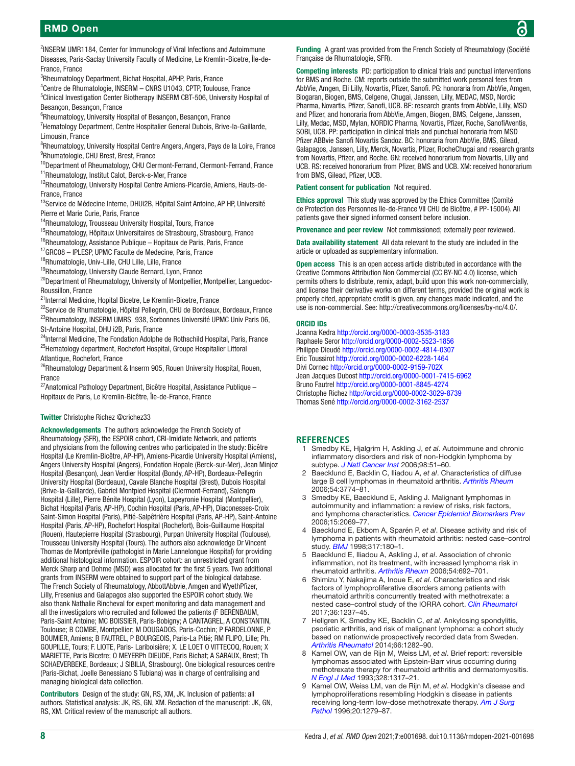[2]INSERM UMR1184, Center for Immunology of Viral Infections and Autoimmune Diseases, Paris-Saclay University Faculty of Medicine, Le Kremlin-Bicetre, Île-de-France, France
[3]Rheumatology Department, Bichat Hospital, APHP, Paris, France
[4]Centre de Rhumatologie, INSERM – CNRS U1043, CPTP, Toulouse, France
[5]Clinical Investigation Center Biotherapy INSERM CBT-506, University Hospital of Besançon, Besançon, France
[6]Rheumatology, University Hospital of Besançon, Besançon, France
[7]Hematology Department, Centre Hospitalier General Dubois, Brive-la-Gaillarde, Limousin, France
[8]Rheumatology, University Hospital Centre Angers, Angers, Pays de la Loire, France
[9]Rhumatologie, CHU Brest, Brest, France
[10]Department of Rheumatology, CHU Clermont-Ferrand, Clermont-Ferrand, France
[11]Rheumatology, Institut Calot, Berck-s-Mer, France
[12]Rheumatology, University Hospital Centre Amiens-Picardie, Amiens, Hauts-de-France, France
[13]Service de Médecine Interne, DHUi2B, Hôpital Saint Antoine, AP HP, Université Pierre et Marie Curie, Paris, France
[14]Rheumatology, Trousseau University Hospital, Tours, France
[15]Rheumatology, Hôpitaux Universitaires de Strasbourg, Strasbourg, France
[16]Rheumatology, Assistance Publique – Hopitaux de Paris, Paris, France
[17]GRC08 – IPLESP, UPMC Faculte de Medecine, Paris, France
[18]Rhumatologie, Univ-Lille, CHU Lille, Lille, France
[19]Rheumatology, University Claude Bernard, Lyon, France
[20]Department of Rheumatology, University of Montpellier, Montpellier, Languedoc-Roussillon, France
[21]Internal Medicine, Hopital Bicetre, Le Kremlin-Bicetre, France
[22]Service de Rhumatologie, Hôpital Pellegrin, CHU de Bordeaux, Bordeaux, France
[23]Rheumatology, INSERM UMRS_938, Sorbonnes Université UPMC Univ Paris 06, St-Antoine Hospital, DHU i2B, Paris, France
[24]Internal Medicine, The Fondation Adolphe de Rothschild Hospital, Paris, France
[25]Hematology department, Rochefort Hospital, Groupe Hospitalier Littoral Atlantique, Rochefort, France
[26]Rheumatology Department & Inserm 905, Rouen University Hospital, Rouen, France
[27]Anatomical Pathology Department, Bicêtre Hospital, Assistance Publique – Hopitaux de Paris, Le Kremlin-Bicêtre, Île-de-France, France

**Twitter** Christophe Richez @crichez33

**Acknowledgements** The authors acknowledge the French Society of Rheumatology (SFR), the ESPOIR cohort, CRI-Imidiate Network, and patients and physicians from the following centres who participated in the study: Bicêtre Hospital (Le Kremlin-Bicêtre, AP-HP), Amiens-Picardie University Hospital (Amiens), Angers University Hospital (Angers), Fondation Hopale (Berck-sur-Mer), Jean Minjoz Hospital (Besançon), Jean Verdier Hospital (Bondy, AP-HP), Bordeaux-Pellegrin University Hospital (Bordeaux), Cavale Blanche Hospital (Brest), Dubois Hospital (Brive-la-Gaillarde), Gabriel Montpied Hospital (Clermont-Ferrand), Salengro Hospital (Lille), Pierre Bénite Hospital (Lyon), Lapeyronie Hospital (Montpellier), Bichat Hospital (Paris, AP-HP), Cochin Hospital (Paris, AP-HP), Diaconesses-Croix Saint-Simon Hospital (Paris), Pitié-Salpêtrière Hospital (Paris, AP-HP), Saint-Antoine Hospital (Paris, AP-HP), Rochefort Hospital (Rochefort), Bois-Guillaume Hospital (Rouen), Hautepierre Hospital (Strasbourg), Purpan University Hospital (Toulouse), Trousseau University Hospital (Tours). The authors also acknowledge Dr Vincent Thomas de Montpréville (pathologist in Marie Lannelongue Hospital) for providing additional histological information. ESPOIR cohort: an unrestricted grant from Merck Sharp and Dohme (MSD) was allocated for the first 5 years. Two additional grants from INSERM were obtained to support part of the biological database. The French Society of Rheumatology, AbbottAbbvie, Amgen and WyethPfizer, Lilly, Fresenius and Galapagos also supported the ESPOIR cohort study. We also thank Nathalie Rincheval for expert monitoring and data management and all the investigators who recruited and followed the patients (F BERENBAUM, Paris-Saint Antoine; MC BOISSIER, Paris-Bobigny; A CANTAGREL, A CONSTANTIN, Toulouse; B COMBE, Montpellier; M DOUGADOS, Paris-Cochin; P FARDELONNE, P BOUMIER, Amiens; B FAUTREL, P BOURGEOIS, Paris-La Pitié; RM FLIPO, Lille; Ph. GOUPILLE, Tours; F. LIOTE, Paris- Lariboisière; X. LE LOET O VITTECOQ, Rouen; X MARIETTE, Paris Bicetre; O MEYERPh DIEUDE, Paris Bichat; A SARAUX, Brest; Th SCHAEVERBEKE, Bordeaux; J SIBILIA, Strasbourg). One biological resources centre (Paris-Bichat, Joelle Benessiano S Tubiana) was in charge of centralising and managing biological data collection.

**Contributors** Design of the study: GN, RS, XM, JK. Inclusion of patients: all authors. Statistical analysis: JK, RS, GN, XM. Redaction of the manuscript: JK, GN, RS, XM. Critical review of the manuscript: all authors.

**Funding** A grant was provided from the French Society of Rheumatology (Société Française de Rhumatologie, SFR).

**Competing interests** PD: participation to clinical trials and punctual interventions for BMS and Roche. CM: reports outside the submitted work personal fees from AbbVie, Amgen, Eli Lilly, Novartis, Pfizer, Sanofi. PG: honoraria from AbbVie, Amgen, Biogaran, Biogen, BMS, Celgene, Chugai, Janssen, Lilly, MEDAC, MSD, Nordic Pharma, Novartis, Pfizer, Sanofi, UCB. BF: research grants from AbbVie, Lilly, MSD and Pfizer, and honoraria from AbbVie, Amgen, Biogen, BMS, Celgene, Janssen, Lilly, Medac, MSD, Mylan, NORDIC Pharma, Novartis, Pfizer, Roche, SanofiAventis, SOBI, UCB. PP: participation in clinical trials and punctual honoraria from MSD Pfizer ABBvie Sanofi Novartis Sandoz. BC: honoraria from AbbVie, BMS, Gilead, Galapagos, Janssen, Lilly, Merck, Novartis, Pfizer, RocheChugai and research grants from Novartis, Pfizer, and Roche. GN: received honorarium from Novartis, Lilly and UCB. RS: received honorarium from Pfizer, BMS and UCB. XM: received honorarium from BMS, Gilead, Pfizer, UCB.

**Patient consent for publication** Not required.

**Ethics approval** This study was approved by the Ethics Committee (Comité de Protection des Personnes Ile-de-France VII CHU de Bicêtre, # PP-15004). All patients gave their signed informed consent before inclusion.

**Provenance and peer review** Not commissioned; externally peer reviewed.

**Data availability statement** All data relevant to the study are included in the article or uploaded as supplementary information.

**Open access** This is an open access article distributed in accordance with the Creative Commons Attribution Non Commercial (CC BY-NC 4.0) license, which permits others to distribute, remix, adapt, build upon this work non-commercially, and license their derivative works on different terms, provided the original work is properly cited, appropriate credit is given, any changes made indicated, and the use is non-commercial. See: http://creativecommons.org/licenses/by-nc/4.0/.

**ORCID iDs**
Joanna Kedra http://orcid.org/0000-0003-3535-3183
Raphaele Seror http://orcid.org/0000-0002-5523-1856
Philippe Dieudé http://orcid.org/0000-0002-4814-0307
Eric Toussirot http://orcid.org/0000-0002-6228-1464
Divi Cornec http://orcid.org/0000-0002-9159-702X
Jean Jacques Dubost http://orcid.org/0000-0001-7415-6962
Bruno Fautrel http://orcid.org/0000-0001-8845-4274
Christophe Richez http://orcid.org/0000-0002-3029-8739
Thomas Sené http://orcid.org/0000-0002-3162-2537

## REFERENCES

1. Smedby KE, Hjalgrim H, Askling J, *et al*. Autoimmune and chronic inflammatory disorders and risk of non-Hodgkin lymphoma by subtype. *J Natl Cancer Inst* 2006;98:51–60.
2. Baecklund E, Backlin C, Iliadou A, *et al*. Characteristics of diffuse large B cell lymphomas in rheumatoid arthritis. *Arthritis Rheum* 2006;54:3774–81.
3. Smedby KE, Baecklund E, Askling J. Malignant lymphomas in autoimmunity and inflammation: a review of risks, risk factors, and lymphoma characteristics. *Cancer Epidemiol Biomarkers Prev* 2006;15:2069–77.
4. Baecklund E, Ekbom A, Sparén P, *et al*. Disease activity and risk of lymphoma in patients with rheumatoid arthritis: nested case–control study. *BMJ* 1998;317:180–1.
5. Baecklund E, Iliadou A, Askling J, *et al*. Association of chronic inflammation, not its treatment, with increased lymphoma risk in rheumatoid arthritis. *Arthritis Rheum* 2006;54:692–701.
6. Shimizu Y, Nakajima A, Inoue E, *et al*. Characteristics and risk factors of lymphoproliferative disorders among patients with rheumatoid arthritis concurrently treated with methotrexate: a nested case–control study of the IORRA cohort. *Clin Rheumatol* 2017;36:1237–45.
7. Hellgren K, Smedby KE, Backlin C, *et al*. Ankylosing spondylitis, psoriatic arthritis, and risk of malignant lymphoma: a cohort study based on nationwide prospectively recorded data from Sweden. *Arthritis Rheumatol* 2014;66:1282–90.
8. Kamel OW, van de Rijn M, Weiss LM, *et al*. Brief report: reversible lymphomas associated with Epstein-Barr virus occurring during methotrexate therapy for rheumatoid arthritis and dermatomyositis. *N Engl J Med* 1993;328:1317–21.
9. Kamel OW, Weiss LM, van de Rijn M, *et al*. Hodgkin's disease and lymphoproliferations resembling Hodgkin's disease in patients receiving long-term low-dose methotrexate therapy. *Am J Surg Pathol* 1996;20:1279–87.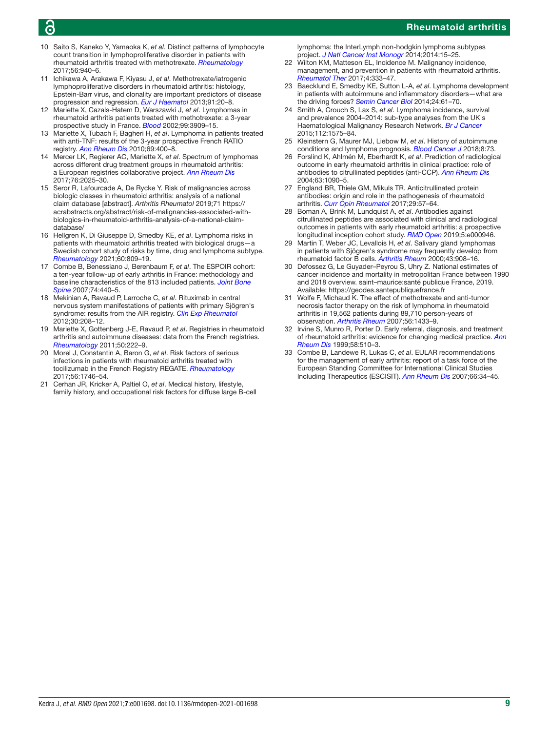10 Saito S, Kaneko Y, Yamaoka K, *et al*. Distinct patterns of lymphocyte count transition in lymphoproliferative disorder in patients with rheumatoid arthritis treated with methotrexate. *Rheumatology* 2017;56:940–6.

11 Ichikawa A, Arakawa F, Kiyasu J, *et al*. Methotrexate/iatrogenic lymphoproliferative disorders in rheumatoid arthritis: histology, Epstein-Barr virus, and clonality are important predictors of disease progression and regression. *Eur J Haematol* 2013;91:20–8.

12 Mariette X, Cazals-Hatem D, Warszawki J, *et al*. Lymphomas in rheumatoid arthritis patients treated with methotrexate: a 3-year prospective study in France. *Blood* 2002;99:3909–15.

13 Mariette X, Tubach F, Bagheri H, *et al*. Lymphoma in patients treated with anti-TNF: results of the 3-year prospective French RATIO registry. *Ann Rheum Dis* 2010;69:400–8.

14 Mercer LK, Regierer AC, Mariette X, *et al*. Spectrum of lymphomas across different drug treatment groups in rheumatoid arthritis: a European registries collaborative project. *Ann Rheum Dis* 2017;76:2025–30.

15 Seror R, Lafourcade A, De Rycke Y. Risk of malignancies across biologic classes in rheumatoid arthritis: analysis of a national claim database [abstract]. *Arthritis Rheumatol* 2019;71 https://acrabstracts.org/abstract/risk-of-malignancies-associated-with-biologics-in-rheumatoid-arthritis-analysis-of-a-national-claim-database/

16 Hellgren K, Di Giuseppe D, Smedby KE, *et al*. Lymphoma risks in patients with rheumatoid arthritis treated with biological drugs—a Swedish cohort study of risks by time, drug and lymphoma subtype. *Rheumatology* 2021;60:809–19.

17 Combe B, Benessiano J, Berenbaum F, *et al*. The ESPOIR cohort: a ten-year follow-up of early arthritis in France: methodology and baseline characteristics of the 813 included patients. *Joint Bone Spine* 2007;74:440–5.

18 Mekinian A, Ravaud P, Larroche C, *et al*. Rituximab in central nervous system manifestations of patients with primary Sjögren's syndrome: results from the AIR registry. *Clin Exp Rheumatol* 2012;30:208–12.

19 Mariette X, Gottenberg J-E, Ravaud P, *et al*. Registries in rheumatoid arthritis and autoimmune diseases: data from the French registries. *Rheumatology* 2011;50:222–9.

20 Morel J, Constantin A, Baron G, *et al*. Risk factors of serious infections in patients with rheumatoid arthritis treated with tocilizumab in the French Registry REGATE. *Rheumatology* 2017;56:1746–54.

21 Cerhan JR, Kricker A, Paltiel O, *et al*. Medical history, lifestyle, family history, and occupational risk factors for diffuse large B-cell lymphoma: the InterLymph non-hodgkin lymphoma subtypes project. *J Natl Cancer Inst Monogr* 2014;2014:15–25.

22 Wilton KM, Matteson EL, Incidence M. Malignancy incidence, management, and prevention in patients with rheumatoid arthritis. *Rheumatol Ther* 2017;4:333–47.

23 Baecklund E, Smedby KE, Sutton L-A, *et al*. Lymphoma development in patients with autoimmune and inflammatory disorders—what are the driving forces? *Semin Cancer Biol* 2014;24:61–70.

24 Smith A, Crouch S, Lax S, *et al*. Lymphoma incidence, survival and prevalence 2004–2014: sub-type analyses from the UK's Haematological Malignancy Research Network. *Br J Cancer* 2015;112:1575–84.

25 Kleinstern G, Maurer MJ, Liebow M, *et al*. History of autoimmune conditions and lymphoma prognosis. *Blood Cancer J* 2018;8:73.

26 Forslind K, Ahlmén M, Eberhardt K, *et al*. Prediction of radiological outcome in early rheumatoid arthritis in clinical practice: role of antibodies to citrullinated peptides (anti-CCP). *Ann Rheum Dis* 2004;63:1090–5.

27 England BR, Thiele GM, Mikuls TR. Anticitrullinated protein antibodies: origin and role in the pathogenesis of rheumatoid arthritis. *Curr Opin Rheumatol* 2017;29:57–64.

28 Boman A, Brink M, Lundquist A, *et al*. Antibodies against citrullinated peptides are associated with clinical and radiological outcomes in patients with early rheumatoid arthritis: a prospective longitudinal inception cohort study. *RMD Open* 2019;5:e000946.

29 Martin T, Weber JC, Levallois H, *et al*. Salivary gland lymphomas in patients with Sjögren's syndrome may frequently develop from rheumatoid factor B cells. *Arthritis Rheum* 2000;43:908–16.

30 Defossez G, Le Guyader–Peyrou S, Uhry Z. National estimates of cancer incidence and mortality in metropolitan France between 1990 and 2018 overview. saint–maurice:santé publique France, 2019. Available: https://geodes.santepubliquefrance.fr

31 Wolfe F, Michaud K. The effect of methotrexate and anti-tumor necrosis factor therapy on the risk of lymphoma in rheumatoid arthritis in 19,562 patients during 89,710 person-years of observation. *Arthritis Rheum* 2007;56:1433–9.

32 Irvine S, Munro R, Porter D. Early referral, diagnosis, and treatment of rheumatoid arthritis: evidence for changing medical practice. *Ann Rheum Dis* 1999;58:510–3.

33 Combe B, Landewe R, Lukas C, *et al*. EULAR recommendations for the management of early arthritis: report of a task force of the European Standing Committee for International Clinical Studies Including Therapeutics (ESCISIT). *Ann Rheum Dis* 2007;66:34–45.